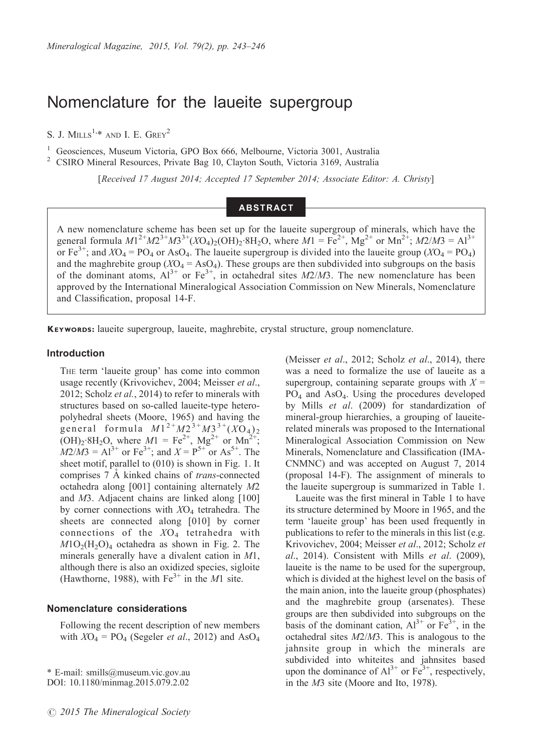# Nomenclature for the laueite supergroup

S. J. Mills[1,*] and I. E. Grey[2]

[1] Geosciences, Museum Victoria, GPO Box 666, Melbourne, Victoria 3001, Australia
[2] CSIRO Mineral Resources, Private Bag 10, Clayton South, Victoria 3169, Australia

[*Received 17 August 2014; Accepted 17 September 2014; Associate Editor: A. Christy*]

## Abstract

A new nomenclature scheme has been set up for the laueite supergroup of minerals, which have the general formula $M1^{2+}M2^{3+}M3^{3+}(XO_4)_2(OH)_2\cdot 8H_2O$, where $M1 = Fe^{2+}$, $Mg^{2+}$ or $Mn^{2+}$; $M2/M3 = Al^{3+}$ or $Fe^{3+}$; and $XO_4 = PO_4$ or $AsO_4$. The laueite supergroup is divided into the laueite group ($XO_4 = PO_4$) and the maghrebite group ($XO_4 = AsO_4$). These groups are then subdivided into subgroups on the basis of the dominant atoms, $Al^{3+}$ or $Fe^{3+}$, in octahedral sites $M2/M3$. The new nomenclature has been approved by the International Mineralogical Association Commission on New Minerals, Nomenclature and Classification, proposal 14-F.

**Keywords:** laueite supergroup, laueite, maghrebite, crystal structure, group nomenclature.

### Introduction

The term 'laueite group' has come into common usage recently (Krivovichev, 2004; Meisser *et al.*, 2012; Scholz *et al.*, 2014) to refer to minerals with structures based on so-called laueite-type heteropolyhedral sheets (Moore, 1965) and having the general formula $M1^{2+}M2^{3+}M3^{3+}(XO_4)_2(OH)_2\cdot 8H_2O$, where $M1 = Fe^{2+}$, $Mg^{2+}$ or $Mn^{2+}$; $M2/M3 = Al^{3+}$ or $Fe^{3+}$; and $X = P^{5+}$ or $As^{5+}$. The sheet motif, parallel to (010) is shown in Fig. 1. It comprises 7 Å kinked chains of *trans*-connected octahedra along [001] containing alternately $M2$ and $M3$. Adjacent chains are linked along [100] by corner connections with $XO_4$ tetrahedra. The sheets are connected along [010] by corner connections of the $XO_4$ tetrahedra with $M1O_2(H_2O)_4$ octahedra as shown in Fig. 2. The minerals generally have a divalent cation in $M1$, although there is also an oxidized species, sigloite (Hawthorne, 1988), with $Fe^{3+}$ in the $M1$ site.

### Nomenclature considerations

Following the recent description of new members with $XO_4 = PO_4$ (Segeler *et al.*, 2012) and $AsO_4$ (Meisser *et al.*, 2012; Scholz *et al.*, 2014), there was a need to formalize the use of laueite as a supergroup, containing separate groups with $X = PO_4$ and $AsO_4$. Using the procedures developed by Mills *et al.* (2009) for standardization of mineral-group hierarchies, a grouping of laueite-related minerals was proposed to the International Mineralogical Association Commission on New Minerals, Nomenclature and Classification (IMA-CNMNC) and was accepted on August 7, 2014 (proposal 14-F). The assignment of minerals to the laueite supergroup is summarized in Table 1.

Laueite was the first mineral in Table 1 to have its structure determined by Moore in 1965, and the term 'laueite group' has been used frequently in publications to refer to the minerals in this list (e.g. Krivovichev, 2004; Meisser *et al.*, 2012; Scholz *et al.*, 2014). Consistent with Mills *et al.* (2009), laueite is the name to be used for the supergroup, which is divided at the highest level on the basis of the main anion, into the laueite group (phosphates) and the maghrebite group (arsenates). These groups are then subdivided into subgroups on the basis of the dominant cation, $Al^{3+}$ or $Fe^{3+}$, in the octahedral sites $M2/M3$. This is analogous to the jahnsite group in which the minerals are subdivided into whiteites and jahnsites based upon the dominance of $Al^{3+}$ or $Fe^{3+}$, respectively, in the $M3$ site (Moore and Ito, 1978).

\* E-mail: smills@museum.vic.gov.au
DOI: 10.1180/minmag.2015.079.2.02

© 2015 The Mineralogical Society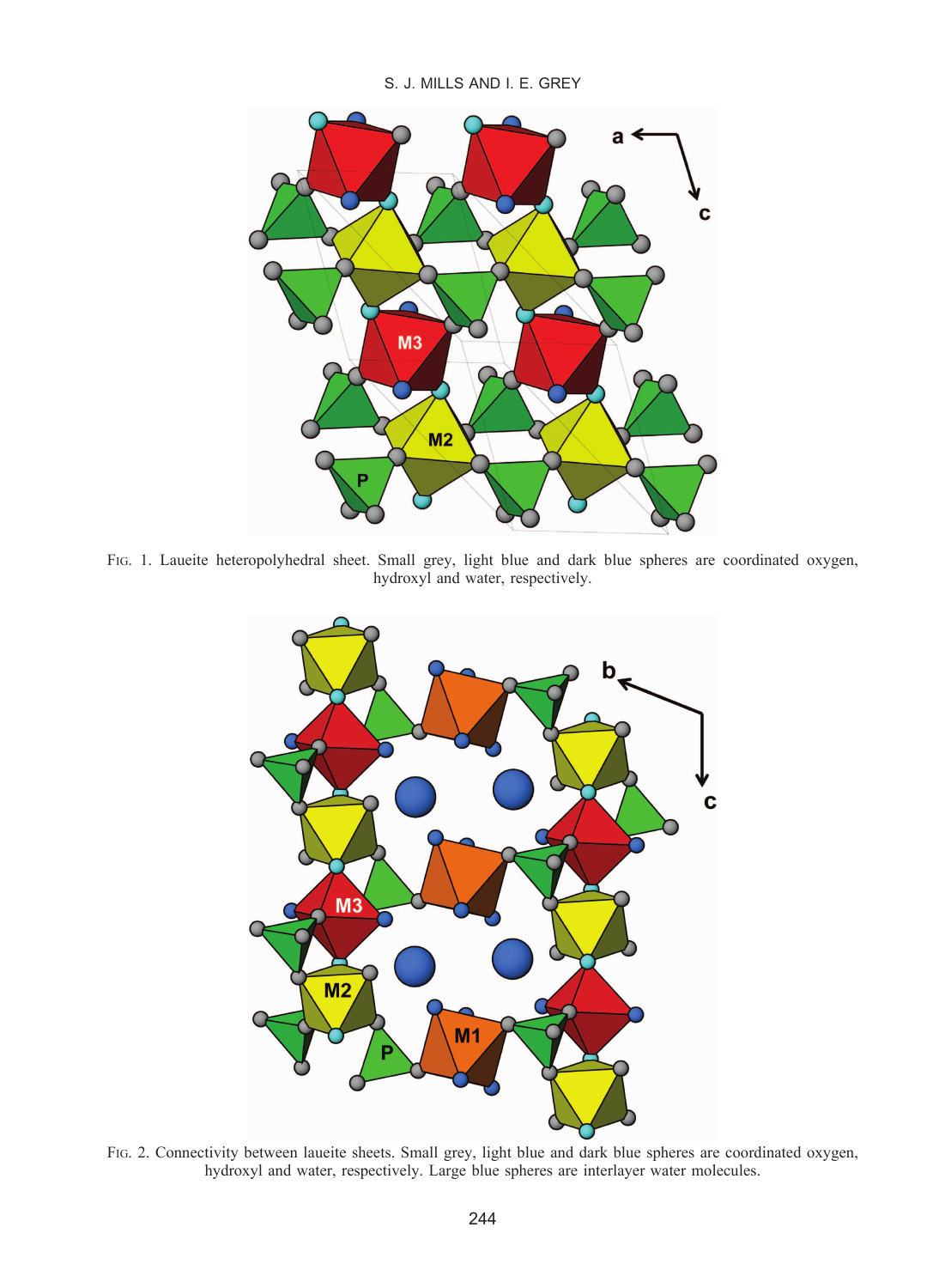FIG. 1. Laueite heteropolyhedral sheet. Small grey, light blue and dark blue spheres are coordinated oxygen, hydroxyl and water, respectively.

FIG. 2. Connectivity between laueite sheets. Small grey, light blue and dark blue spheres are coordinated oxygen, hydroxyl and water, respectively. Large blue spheres are interlayer water molecules.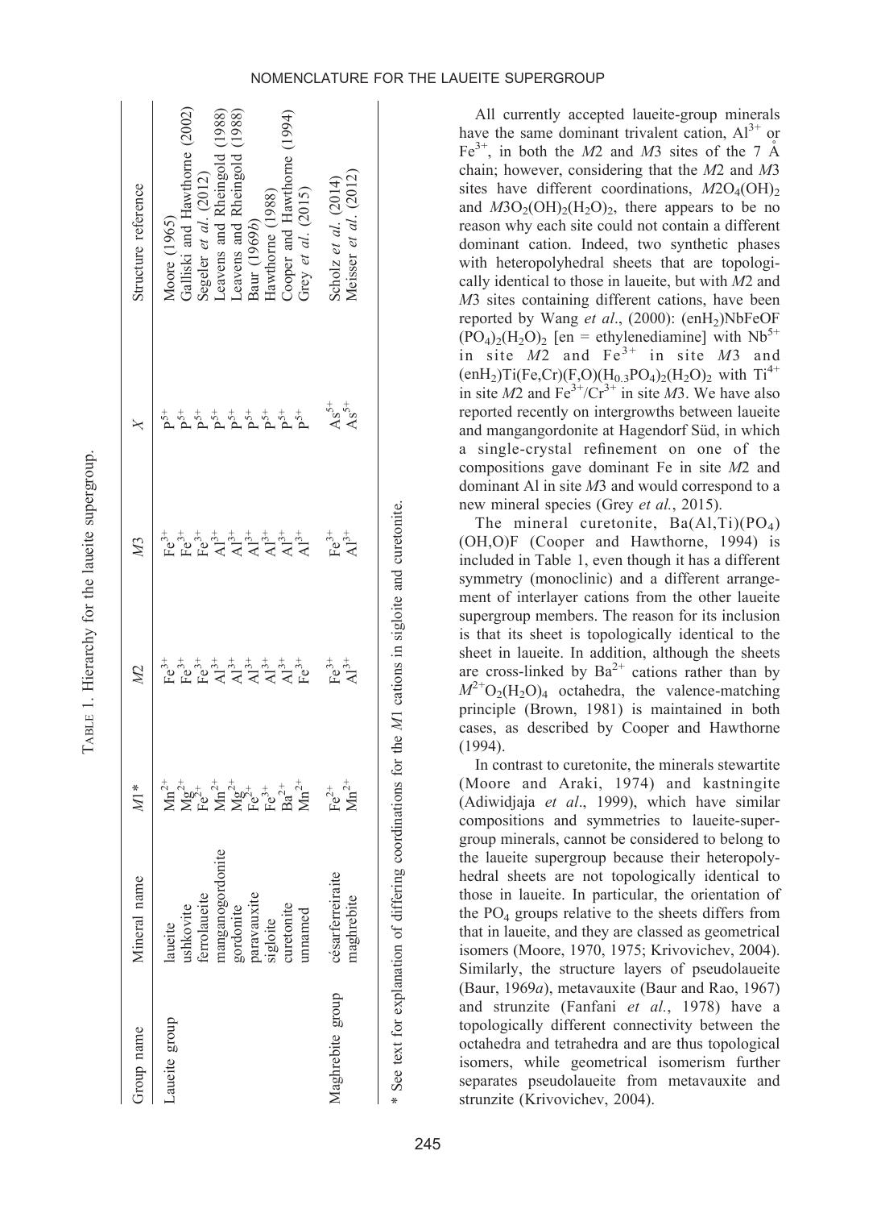TABLE 1. Hierarchy for the laueite supergroup.

| Group name | Mineral name | $M1$* | $M2$ | $M3$ | $X$ | Structure reference |
|---|---|---|---|---|---|---|
| Laueite group | laueite | $Mn^{2+}$ | $Fe^{3+}$ | $Fe^{3+}$ | $P^{5+}$ | Moore (1965) |
| | ushkovite | $Mg^{2+}$ | $Fe^{3+}$ | $Fe^{3+}$ | $P^{5+}$ | Galliski and Hawthorne (2002) |
| | ferrolaueite | $Fe^{2+}$ | $Fe^{3+}$ | $Fe^{3+}$ | $P^{5+}$ | Segeler *et al.* (2012) |
| | mangangordonite | $Mn^{2+}$ | $Al^{3+}$ | $Al^{3+}$ | $P^{5+}$ | Leavens and Rheingold (1988) |
| | gordonite | $Mg^{2+}$ | $Al^{3+}$ | $Al^{3+}$ | $P^{5+}$ | Leavens and Rheingold (1988) |
| | paravauxite | $Fe^{2+}$ | $Al^{3+}$ | $Al^{3+}$ | $P^{5+}$ | Baur (1969*b*) |
| | sigloite | $Fe^{3+}$ | $Al^{3+}$ | $Al^{3+}$ | $P^{5+}$ | Hawthorne (1988) |
| | curetonite | $Ba^{2+}$ | $Al^{3+}$ | $Al^{3+}$ | $P^{5+}$ | Cooper and Hawthorne (1994) |
| | unnamed | $Mn^{2+}$ | $Fe^{3+}$ | $Al^{3+}$ | $P^{5+}$ | Grey *et al.* (2015) |
| Maghrebite group | césarferreiraite | $Fe^{2+}$ | $Fe^{3+}$ | $Fe^{3+}$ | $As^{5+}$ | Scholz *et al.* (2014) |
| | maghrebite | $Mn^{2+}$ | $Al^{3+}$ | $Al^{3+}$ | $As^{5+}$ | Meisser *et al.* (2012) |

\* See text for explanation of differing coordinations for the $M1$ cations in sigloite and curetonite.

All currently accepted laueite-group minerals have the same dominant trivalent cation, $Al^{3+}$ or $Fe^{3+}$, in both the $M2$ and $M3$ sites of the 7 Å chain; however, considering that the $M2$ and $M3$ sites have different coordinations, $M2O_4(OH)_2$ and $M3O_2(OH)_2(H_2O)_2$, there appears to be no reason why each site could not contain a different dominant cation. Indeed, two synthetic phases with heteropolyhedral sheets that are topologically identical to those in laueite, but with $M2$ and $M3$ sites containing different cations, have been reported by Wang *et al.*, (2000): $(enH_2)NbFeOF(PO_4)_2(H_2O)_2$ [en = ethylenediamine] with $Nb^{5+}$ in site $M2$ and $Fe^{3+}$ in site $M3$ and $(enH_2)Ti(Fe,Cr)(F,O)(H_{0.3}PO_4)_2(H_2O)_2$ with $Ti^{4+}$ in site $M2$ and $Fe^{3+}/Cr^{3+}$ in site $M3$. We have also reported recently on intergrowths between laueite and mangangordonite at Hagendorf Süd, in which a single-crystal refinement on one of the compositions gave dominant Fe in site $M2$ and dominant Al in site $M3$ and would correspond to a new mineral species (Grey *et al.*, 2015).

The mineral curetonite, $Ba(Al,Ti)(PO_4)(OH,O)F$ (Cooper and Hawthorne, 1994) is included in Table 1, even though it has a different symmetry (monoclinic) and a different arrangement of interlayer cations from the other laueite supergroup members. The reason for its inclusion is that its sheet is topologically identical to the sheet in laueite. In addition, although the sheets are cross-linked by $Ba^{2+}$ cations rather than by $M^{2+}O_2(H_2O)_4$ octahedra, the valence-matching principle (Brown, 1981) is maintained in both cases, as described by Cooper and Hawthorne (1994).

In contrast to curetonite, the minerals stewartite (Moore and Araki, 1974) and kastningite (Adiwidjaja *et al*., 1999), which have similar compositions and symmetries to laueite-supergroup minerals, cannot be considered to belong to the laueite supergroup because their heteropolyhedral sheets are not topologically identical to those in laueite. In particular, the orientation of the $PO_4$ groups relative to the sheets differs from that in laueite, and they are classed as geometrical isomers (Moore, 1970, 1975; Krivovichev, 2004). Similarly, the structure layers of pseudolaueite (Baur, 1969*a*), metavauxite (Baur and Rao, 1967) and strunzite (Fanfani *et al.*, 1978) have a topologically different connectivity between the octahedra and tetrahedra and are thus topological isomers, while geometrical isomerism further separates pseudolaueite from metavauxite and strunzite (Krivovichev, 2004).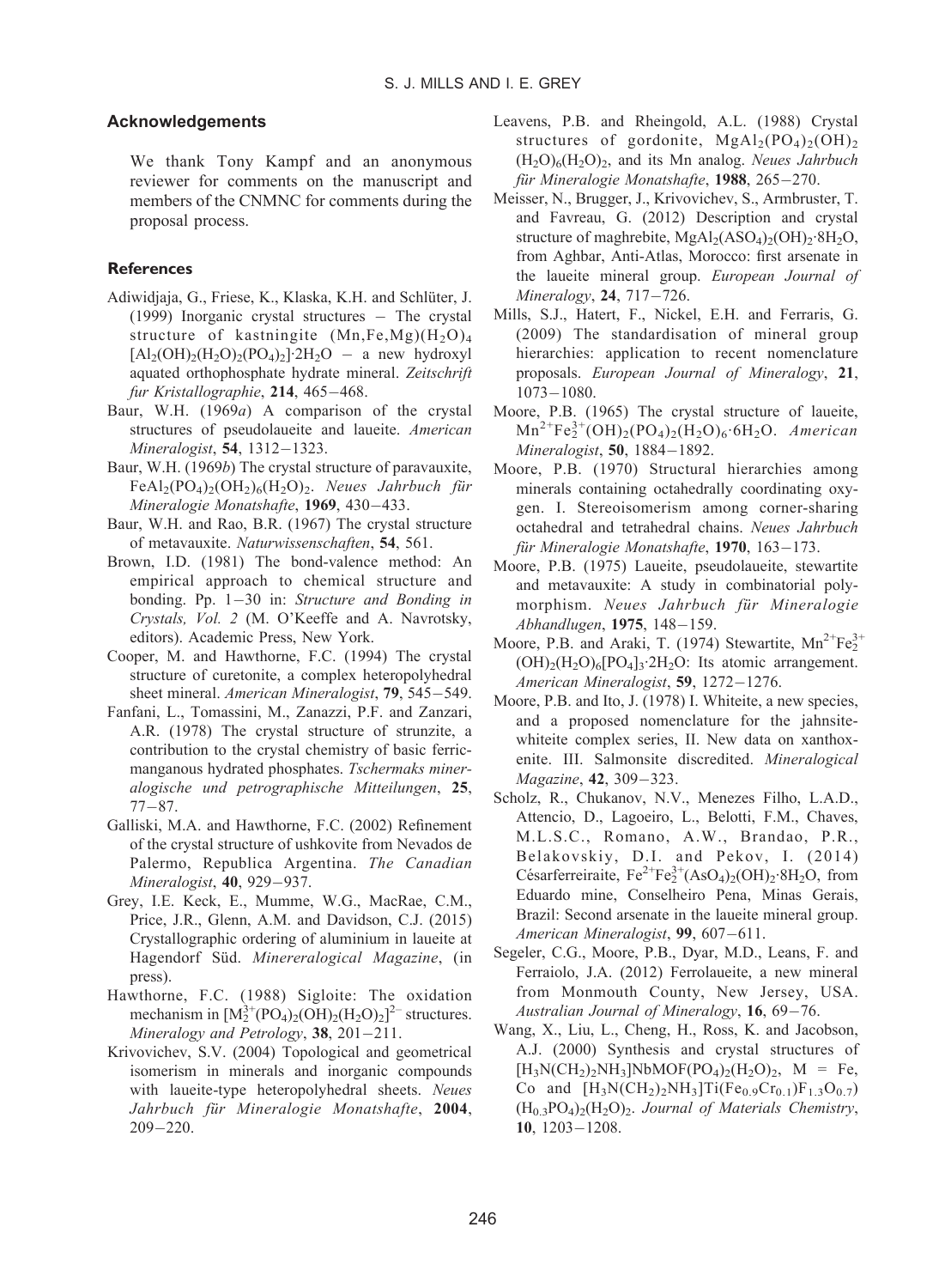## Acknowledgements

We thank Tony Kampf and an anonymous reviewer for comments on the manuscript and members of the CNMNC for comments during the proposal process.

## References

Adiwidjaja, G., Friese, K., Klaska, K.H. and Schlüter, J. (1999) Inorganic crystal structures – The crystal structure of kastningite $(Mn,Fe,Mg)(H_2O)_4[Al_2(OH)_2(H_2O)_2(PO_4)_2]{\cdot}2H_2O$ – a new hydroxyl aquated orthophosphate hydrate mineral. *Zeitschrift fur Kristallographie*, **214**, 465–468.

Baur, W.H. (1969*a*) A comparison of the crystal structures of pseudolaueite and laueite. *American Mineralogist*, **54**, 1312–1323.

Baur, W.H. (1969*b*) The crystal structure of paravauxite, $FeAl_2(PO_4)_2(OH_2)_6(H_2O)_2$. *Neues Jahrbuch für Mineralogie Monatshafte*, **1969**, 430–433.

Baur, W.H. and Rao, B.R. (1967) The crystal structure of metavauxite. *Naturwissenschaften*, **54**, 561.

Brown, I.D. (1981) The bond-valence method: An empirical approach to chemical structure and bonding. Pp. 1–30 in: *Structure and Bonding in Crystals, Vol. 2* (M. O'Keeffe and A. Navrotsky, editors). Academic Press, New York.

Cooper, M. and Hawthorne, F.C. (1994) The crystal structure of curetonite, a complex heteropolyhedral sheet mineral. *American Mineralogist*, **79**, 545–549.

Fanfani, L., Tomassini, M., Zanazzi, P.F. and Zanzari, A.R. (1978) The crystal structure of strunzite, a contribution to the crystal chemistry of basic ferric-manganous hydrated phosphates. *Tschermaks mineralogische und petrographische Mitteilungen*, **25**, 77–87.

Galliski, M.A. and Hawthorne, F.C. (2002) Refinement of the crystal structure of ushkovite from Nevados de Palermo, Republica Argentina. *The Canadian Mineralogist*, **40**, 929–937.

Grey, I.E. Keck, E., Mumme, W.G., MacRae, C.M., Price, J.R., Glenn, A.M. and Davidson, C.J. (2015) Crystallographic ordering of aluminium in laueite at Hagendorf Süd. *Minereralogical Magazine*, (in press).

Hawthorne, F.C. (1988) Sigloite: The oxidation mechanism in $[M_2^{3+}(PO_4)_2(OH)_2(H_2O)_2]^{2-}$ structures. *Mineralogy and Petrology*, **38**, 201–211.

Krivovichev, S.V. (2004) Topological and geometrical isomerism in minerals and inorganic compounds with laueite-type heteropolyhedral sheets. *Neues Jahrbuch für Mineralogie Monatshafte*, **2004**, 209–220.

Leavens, P.B. and Rheingold, A.L. (1988) Crystal structures of gordonite, $MgAl_2(PO_4)_2(OH)_2(H_2O)_6(H_2O)_2$, and its Mn analog. *Neues Jahrbuch für Mineralogie Monatshafte*, **1988**, 265–270.

Meisser, N., Brugger, J., Krivovichev, S., Armbruster, T. and Favreau, G. (2012) Description and crystal structure of maghrebite, $MgAl_2(ASO_4)_2(OH)_2{\cdot}8H_2O$, from Aghbar, Anti-Atlas, Morocco: first arsenate in the laueite mineral group. *European Journal of Mineralogy*, **24**, 717–726.

Mills, S.J., Hatert, F., Nickel, E.H. and Ferraris, G. (2009) The standardisation of mineral group hierarchies: application to recent nomenclature proposals. *European Journal of Mineralogy*, **21**, 1073–1080.

Moore, P.B. (1965) The crystal structure of laueite, $Mn^{2+}Fe_2^{3+}(OH)_2(PO_4)_2(H_2O)_6{\cdot}6H_2O$. *American Mineralogist*, **50**, 1884–1892.

Moore, P.B. (1970) Structural hierarchies among minerals containing octahedrally coordinating oxygen. I. Stereoisomerism among corner-sharing octahedral and tetrahedral chains. *Neues Jahrbuch für Mineralogie Monatshafte*, **1970**, 163–173.

Moore, P.B. (1975) Laueite, pseudolaueite, stewartite and metavauxite: A study in combinatorial polymorphism. *Neues Jahrbuch für Mineralogie Abhandlugen*, **1975**, 148–159.

Moore, P.B. and Araki, T. (1974) Stewartite, $Mn^{2+}Fe_2^{3+}(OH)_2(H_2O)_6[PO_4]_3{\cdot}2H_2O$: Its atomic arrangement. *American Mineralogist*, **59**, 1272–1276.

Moore, P.B. and Ito, J. (1978) I. Whiteite, a new species, and a proposed nomenclature for the jahnsite-whiteite complex series, II. New data on xanthoxenite. III. Salmonsite discredited. *Mineralogical Magazine*, **42**, 309–323.

Scholz, R., Chukanov, N.V., Menezes Filho, L.A.D., Attencio, D., Lagoeiro, L., Belotti, F.M., Chaves, M.L.S.C., Romano, A.W., Brandao, P.R., Belakovskiy, D.I. and Pekov, I. (2014) Césarferreiraite, $Fe^{2+}Fe_2^{3+}(AsO_4)_2(OH)_2{\cdot}8H_2O$, from Eduardo mine, Conselheiro Pena, Minas Gerais, Brazil: Second arsenate in the laueite mineral group. *American Mineralogist*, **99**, 607–611.

Segeler, C.G., Moore, P.B., Dyar, M.D., Leans, F. and Ferraiolo, J.A. (2012) Ferrolaueite, a new mineral from Monmouth County, New Jersey, USA. *Australian Journal of Mineralogy*, **16**, 69–76.

Wang, X., Liu, L., Cheng, H., Ross, K. and Jacobson, A.J. (2000) Synthesis and crystal structures of $[H_3N(CH_2)_2NH_3]NbMOF(PO_4)_2(H_2O)_2$, M = Fe, Co and $[H_3N(CH_2)_2NH_3]Ti(Fe_{0.9}Cr_{0.1})F_{1.3}O_{0.7})(H_{0.3}PO_4)_2(H_2O)_2$. *Journal of Materials Chemistry*, **10**, 1203–1208.